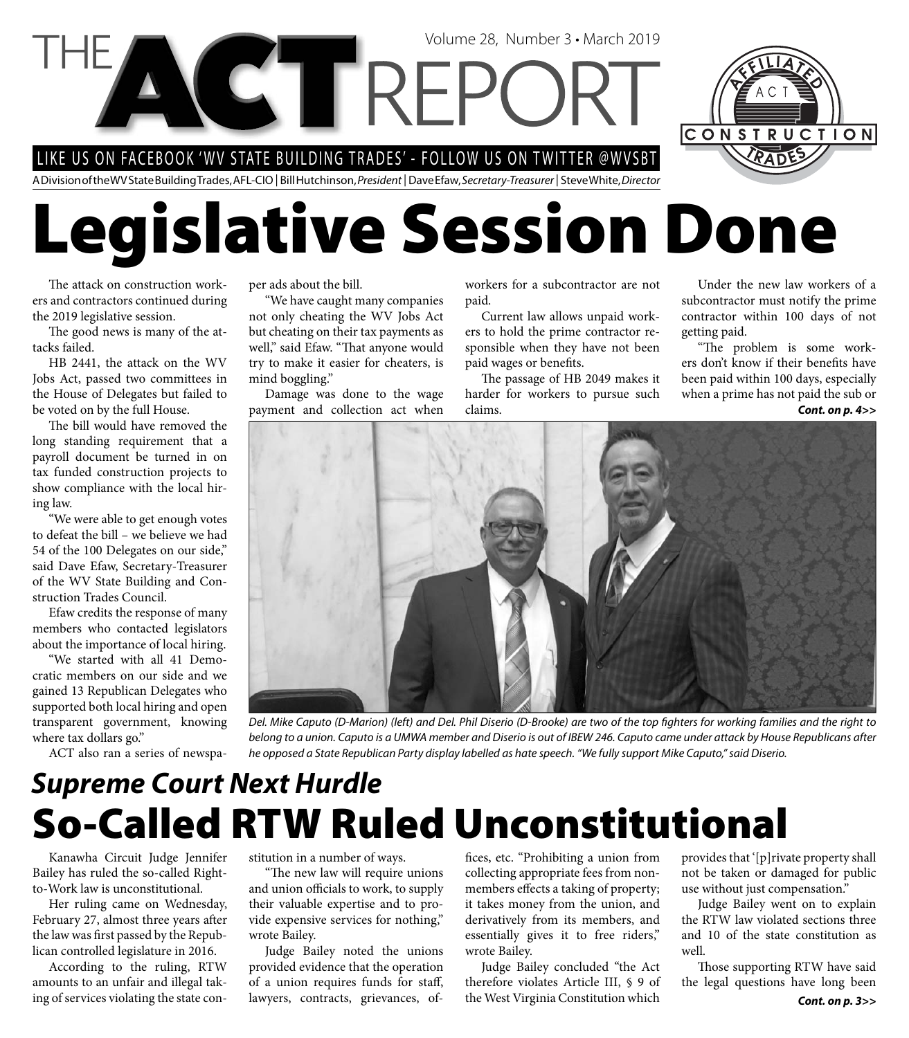# THE ACT REPORT

Volume 28, Number 3 • March 2019

LIKE US ON FACEBOOK 'WV STATE BUILDING TRADES' - FOLLOW US ON TWITTER @WVSBT

A Division of the WV State Building Trades, AFL-CIO | Bill Hutchinson, *President* | Dave Efaw, *Secretary-Treasurer* | Steve White, *Director*

# Legislative Session Done

The attack on construction workers and contractors continued during the 2019 legislative session.

The good news is many of the attacks failed.

HB 2441, the attack on the WV Jobs Act, passed two committees in the House of Delegates but failed to be voted on by the full House.

The bill would have removed the long standing requirement that a payroll document be turned in on tax funded construction projects to show compliance with the local hiring law.

"We were able to get enough votes to defeat the bill – we believe we had 54 of the 100 Delegates on our side," said Dave Efaw, Secretary-Treasurer of the WV State Building and Construction Trades Council.

Efaw credits the response of many members who contacted legislators about the importance of local hiring.

"We started with all 41 Democratic members on our side and we gained 13 Republican Delegates who supported both local hiring and open transparent government, knowing where tax dollars go."

ACT also ran a series of newspaper ads about the bill.

"We have caught many companies not only cheating the WV Jobs Act but cheating on their tax payments as well," said Efaw. "That anyone would try to make it easier for cheaters, is mind boggling."

Damage was done to the wage payment and collection act when workers for a subcontractor are not paid.

Current law allows unpaid workers to hold the prime contractor responsible when they have not been paid wages or benefits.

The passage of HB 2049 makes it harder for workers to pursue such claims.

Under the new law workers of a subcontractor must notify the prime contractor within 100 days of not getting paid.

"The problem is some workers don't know if their benefits have been paid within 100 days, especially when a prime has not paid the sub or

***Cont. on p. 4>>***

*Del. Mike Caputo (D-Marion) (left) and Del. Phil Diserio (D-Brooke) are two of the top fighters for working families and the right to belong to a union. Caputo is a UMWA member and Diserio is out of IBEW 246. Caputo came under attack by House Republicans after he opposed a State Republican Party display labelled as hate speech. "We fully support Mike Caputo," said Diserio.*

### *Supreme Court Next Hurdle*

# So-Called RTW Ruled Unconstitutional

Kanawha Circuit Judge Jennifer Bailey has ruled the so-called Right-to-Work law is unconstitutional.

Her ruling came on Wednesday, February 27, almost three years after the law was first passed by the Republican controlled legislature in 2016.

According to the ruling, RTW amounts to an unfair and illegal taking of services violating the state constitution in a number of ways.

"The new law will require unions and union officials to work, to supply their valuable expertise and to provide expensive services for nothing," wrote Bailey.

Judge Bailey noted the unions provided evidence that the operation of a union requires funds for staff, lawyers, contracts, grievances, offices, etc. "Prohibiting a union from collecting appropriate fees from nonmembers effects a taking of property; it takes money from the union, and derivatively from its members, and essentially gives it to free riders," wrote Bailey.

Judge Bailey concluded "the Act therefore violates Article III, § 9 of the West Virginia Constitution which provides that '[p]rivate property shall not be taken or damaged for public use without just compensation."

Judge Bailey went on to explain the RTW law violated sections three and 10 of the state constitution as well.

Those supporting RTW have said the legal questions have long been

***Cont. on p. 3>>***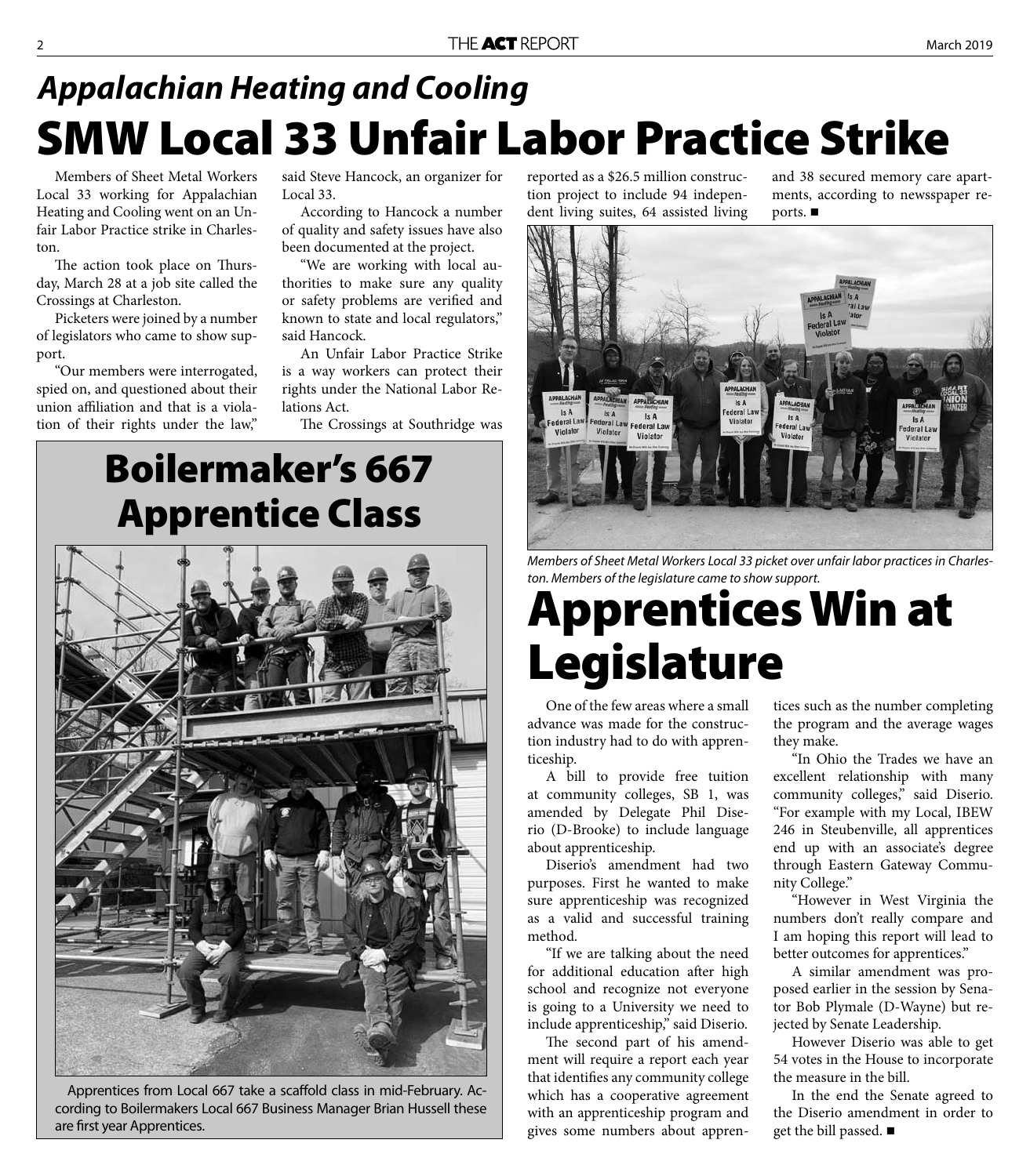## *Appalachian Heating and Cooling*

# SMW Local 33 Unfair Labor Practice Strike

Members of Sheet Metal Workers Local 33 working for Appalachian Heating and Cooling went on an Unfair Labor Practice strike in Charleston.

The action took place on Thursday, March 28 at a job site called the Crossings at Charleston.

Picketers were joined by a number of legislators who came to show support.

"Our members were interrogated, spied on, and questioned about their union affiliation and that is a violation of their rights under the law," said Steve Hancock, an organizer for Local 33.

According to Hancock a number of quality and safety issues have also been documented at the project.

"We are working with local authorities to make sure any quality or safety problems are verified and known to state and local regulators," said Hancock.

An Unfair Labor Practice Strike is a way workers can protect their rights under the National Labor Relations Act.

The Crossings at Southridge was reported as a $26.5 million construction project to include 94 independent living suites, 64 assisted living and 38 secured memory care apartments, according to newsspaper reports. ■

*Members of Sheet Metal Workers Local 33 picket over unfair labor practices in Charleston. Members of the legislature came to show support.*

# Boilermaker's 667 Apprentice Class

Apprentices from Local 667 take a scaffold class in mid-February. According to Boilermakers Local 667 Business Manager Brian Hussell these are first year Apprentices.

# Apprentices Win at Legislature

One of the few areas where a small advance was made for the construction industry had to do with apprenticeship.

A bill to provide free tuition at community colleges, SB 1, was amended by Delegate Phil Diserio (D-Brooke) to include language about apprenticeship.

Diserio's amendment had two purposes. First he wanted to make sure apprenticeship was recognized as a valid and successful training method.

"If we are talking about the need for additional education after high school and recognize not everyone is going to a University we need to include apprenticeship," said Diserio.

The second part of his amendment will require a report each year that identifies any community college which has a cooperative agreement with an apprenticeship program and gives some numbers about apprentices such as the number completing the program and the average wages they make.

"In Ohio the Trades we have an excellent relationship with many community colleges," said Diserio. "For example with my Local, IBEW 246 in Steubenville, all apprentices end up with an associate's degree through Eastern Gateway Community College."

"However in West Virginia the numbers don't really compare and I am hoping this report will lead to better outcomes for apprentices."

A similar amendment was proposed earlier in the session by Senator Bob Plymale (D-Wayne) but rejected by Senate Leadership.

However Diserio was able to get 54 votes in the House to incorporate the measure in the bill.

In the end the Senate agreed to the Diserio amendment in order to get the bill passed. ■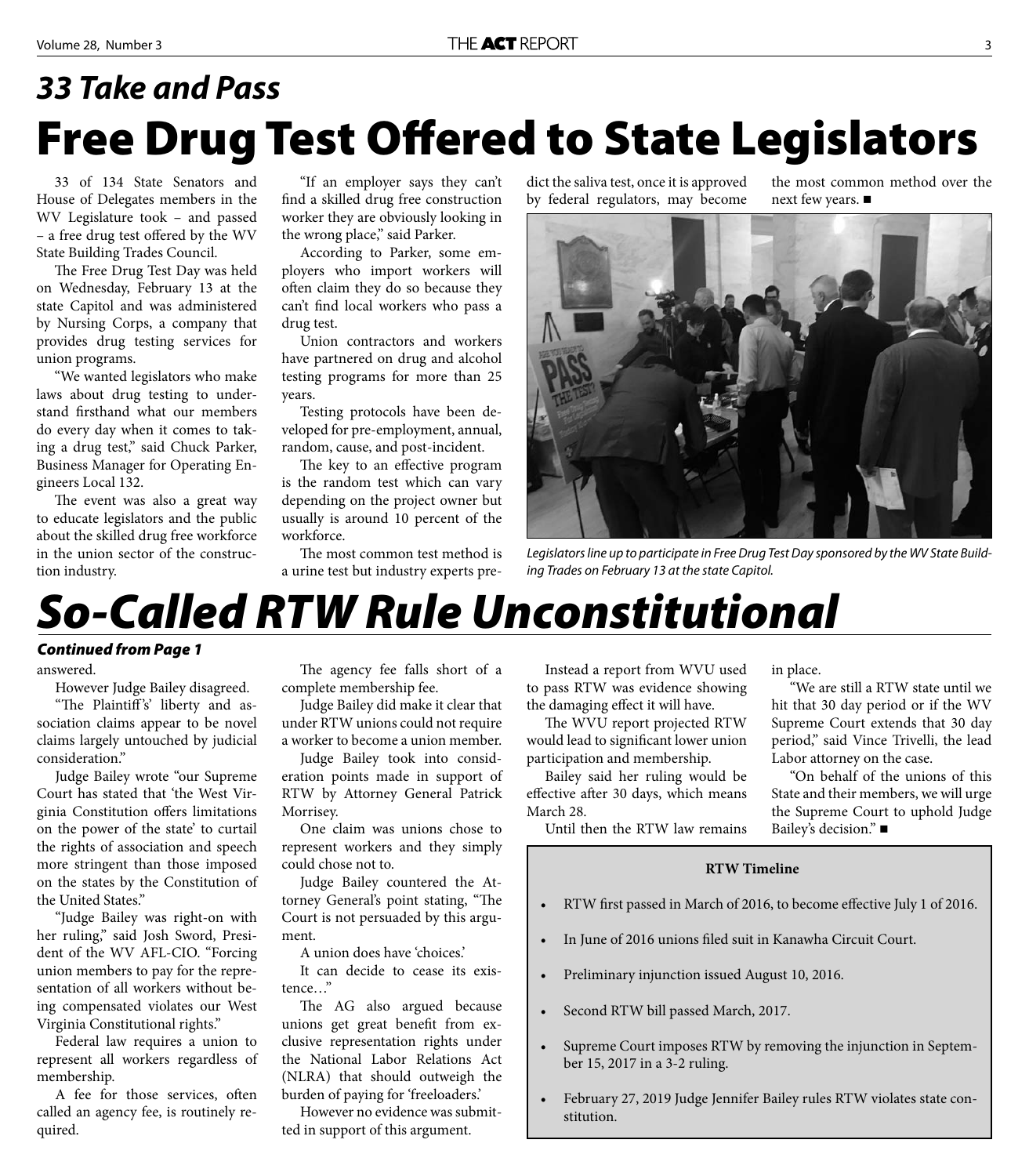## *33 Take and Pass*

# Free Drug Test Offered to State Legislators

33 of 134 State Senators and House of Delegates members in the WV Legislature took – and passed – a free drug test offered by the WV State Building Trades Council.

The Free Drug Test Day was held on Wednesday, February 13 at the state Capitol and was administered by Nursing Corps, a company that provides drug testing services for union programs.

"We wanted legislators who make laws about drug testing to understand firsthand what our members do every day when it comes to taking a drug test," said Chuck Parker, Business Manager for Operating Engineers Local 132.

The event was also a great way to educate legislators and the public about the skilled drug free workforce in the union sector of the construction industry.

"If an employer says they can't find a skilled drug free construction worker they are obviously looking in the wrong place," said Parker.

According to Parker, some employers who import workers will often claim they do so because they can't find local workers who pass a drug test.

Union contractors and workers have partnered on drug and alcohol testing programs for more than 25 years.

Testing protocols have been developed for pre-employment, annual, random, cause, and post-incident.

The key to an effective program is the random test which can vary depending on the project owner but usually is around 10 percent of the workforce.

The most common test method is a urine test but industry experts predict the saliva test, once it is approved by federal regulators, may become the most common method over the next few years. ■

*Legislators line up to participate in Free Drug Test Day sponsored by the WV State Building Trades on February 13 at the state Capitol.*

# *So-Called RTW Rule Unconstitutional*

***Continued from Page 1***

answered.

However Judge Bailey disagreed.

"The Plaintiff's' liberty and association claims appear to be novel claims largely untouched by judicial consideration."

Judge Bailey wrote "our Supreme Court has stated that 'the West Virginia Constitution offers limitations on the power of the state' to curtail the rights of association and speech more stringent than those imposed on the states by the Constitution of the United States."

"Judge Bailey was right-on with her ruling," said Josh Sword, President of the WV AFL-CIO. "Forcing union members to pay for the representation of all workers without being compensated violates our West Virginia Constitutional rights."

Federal law requires a union to represent all workers regardless of membership.

A fee for those services, often called an agency fee, is routinely required.

The agency fee falls short of a complete membership fee.

Judge Bailey did make it clear that under RTW unions could not require a worker to become a union member.

Judge Bailey took into consideration points made in support of RTW by Attorney General Patrick Morrisey.

One claim was unions chose to represent workers and they simply could chose not to.

Judge Bailey countered the Attorney General's point stating, "The Court is not persuaded by this argument.

A union does have 'choices.'

It can decide to cease its existence…"

The AG also argued because unions get great benefit from exclusive representation rights under the National Labor Relations Act (NLRA) that should outweigh the burden of paying for 'freeloaders.'

However no evidence was submitted in support of this argument.

Instead a report from WVU used to pass RTW was evidence showing the damaging effect it will have.

The WVU report projected RTW would lead to significant lower union participation and membership.

Bailey said her ruling would be effective after 30 days, which means March 28.

Until then the RTW law remains in place.

"We are still a RTW state until we hit that 30 day period or if the WV Supreme Court extends that 30 day period," said Vince Trivelli, the lead Labor attorney on the case.

"On behalf of the unions of this State and their members, we will urge the Supreme Court to uphold Judge Bailey's decision." ■

**RTW Timeline**

- RTW first passed in March of 2016, to become effective July 1 of 2016.
- In June of 2016 unions filed suit in Kanawha Circuit Court.
- Preliminary injunction issued August 10, 2016.
- Second RTW bill passed March, 2017.
- Supreme Court imposes RTW by removing the injunction in September 15, 2017 in a 3-2 ruling.
- February 27, 2019 Judge Jennifer Bailey rules RTW violates state constitution.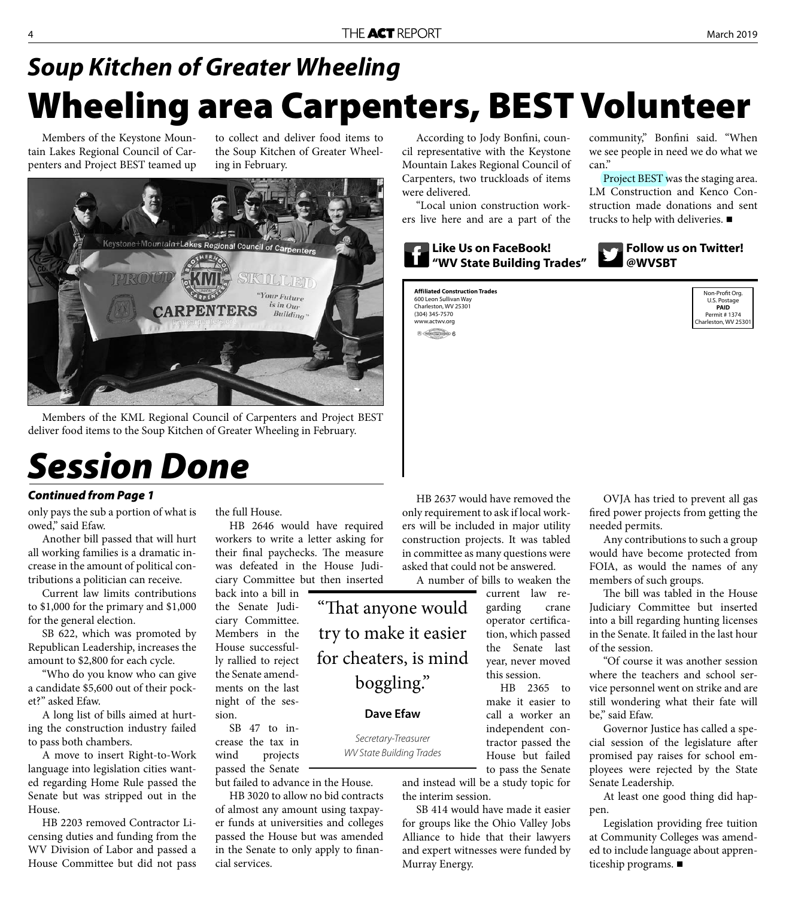## *Soup Kitchen of Greater Wheeling*

# Wheeling area Carpenters, BEST Volunteer

Members of the Keystone Mountain Lakes Regional Council of Carpenters and Project BEST teamed up to collect and deliver food items to the Soup Kitchen of Greater Wheeling in February.

Members of the KML Regional Council of Carpenters and Project BEST deliver food items to the Soup Kitchen of Greater Wheeling in February.

According to Jody Bonfini, council representative with the Keystone Mountain Lakes Regional Council of Carpenters, two truckloads of items were delivered.

"Local union construction workers live here and are a part of the community," Bonfini said. "When we see people in need we do what we can."

Project BEST was the staging area. LM Construction and Kenco Construction made donations and sent trucks to help with deliveries. ■

**Like Us on FaceBook! "WV State Building Trades"**

**Follow us on Twitter! @WVSBT**

**Affiliated Construction Trades**
600 Leon Sullivan Way
Charleston, WV 25301
(304) 345-7570
www.actwv.org

Non-Profit Org.
U.S. Postage
**PAID**
Permit # 1374
Charleston, WV 25301

# *Session Done*

***Continued from Page 1***

only pays the sub a portion of what is owed," said Efaw.

Another bill passed that will hurt all working families is a dramatic increase in the amount of political contributions a politician can receive.

Current law limits contributions to $1,000 for the primary and $1,000 for the general election.

SB 622, which was promoted by Republican Leadership, increases the amount to $2,800 for each cycle.

"Who do you know who can give a candidate $5,600 out of their pocket?" asked Efaw.

A long list of bills aimed at hurting the construction industry failed to pass both chambers.

A move to insert Right-to-Work language into legislation cities wanted regarding Home Rule passed the Senate but was stripped out in the House.

HB 2203 removed Contractor Licensing duties and funding from the WV Division of Labor and passed a House Committee but did not pass the full House.

HB 2646 would have required workers to write a letter asking for their final paychecks. The measure was defeated in the House Judiciary Committee but then inserted back into a bill in the Senate Judiciary Committee. Members in the House successfully rallied to reject the Senate amendments on the last night of the session.

SB 47 to increase the tax in wind projects passed the Senate but failed to advance in the House.

HB 3020 to allow no bid contracts of almost any amount using taxpayer funds at universities and colleges passed the House but was amended in the Senate to only apply to financial services.

> "That anyone would try to make it easier for cheaters, is mind boggling."
>
> **Dave Efaw**
>
> *Secretary-Treasurer WV State Building Trades*

HB 2637 would have removed the only requirement to ask if local workers will be included in major utility construction projects. It was tabled in committee as many questions were asked that could not be answered.

A number of bills to weaken the current law regarding crane operator certification, which passed the Senate last year, never moved this session.

HB 2365 to make it easier to call a worker an independent contractor passed the House but failed to pass the Senate and instead will be a study topic for the interim session.

SB 414 would have made it easier for groups like the Ohio Valley Jobs Alliance to hide that their lawyers and expert witnesses were funded by Murray Energy.

OVJA has tried to prevent all gas fired power projects from getting the needed permits.

Any contributions to such a group would have become protected from FOIA, as would the names of any members of such groups.

The bill was tabled in the House Judiciary Committee but inserted into a bill regarding hunting licenses in the Senate. It failed in the last hour of the session.

"Of course it was another session where the teachers and school service personnel went on strike and are still wondering what their fate will be," said Efaw.

Governor Justice has called a special session of the legislature after promised pay raises for school employees were rejected by the State Senate Leadership.

At least one good thing did happen.

Legislation providing free tuition at Community Colleges was amended to include language about apprenticeship programs. ■